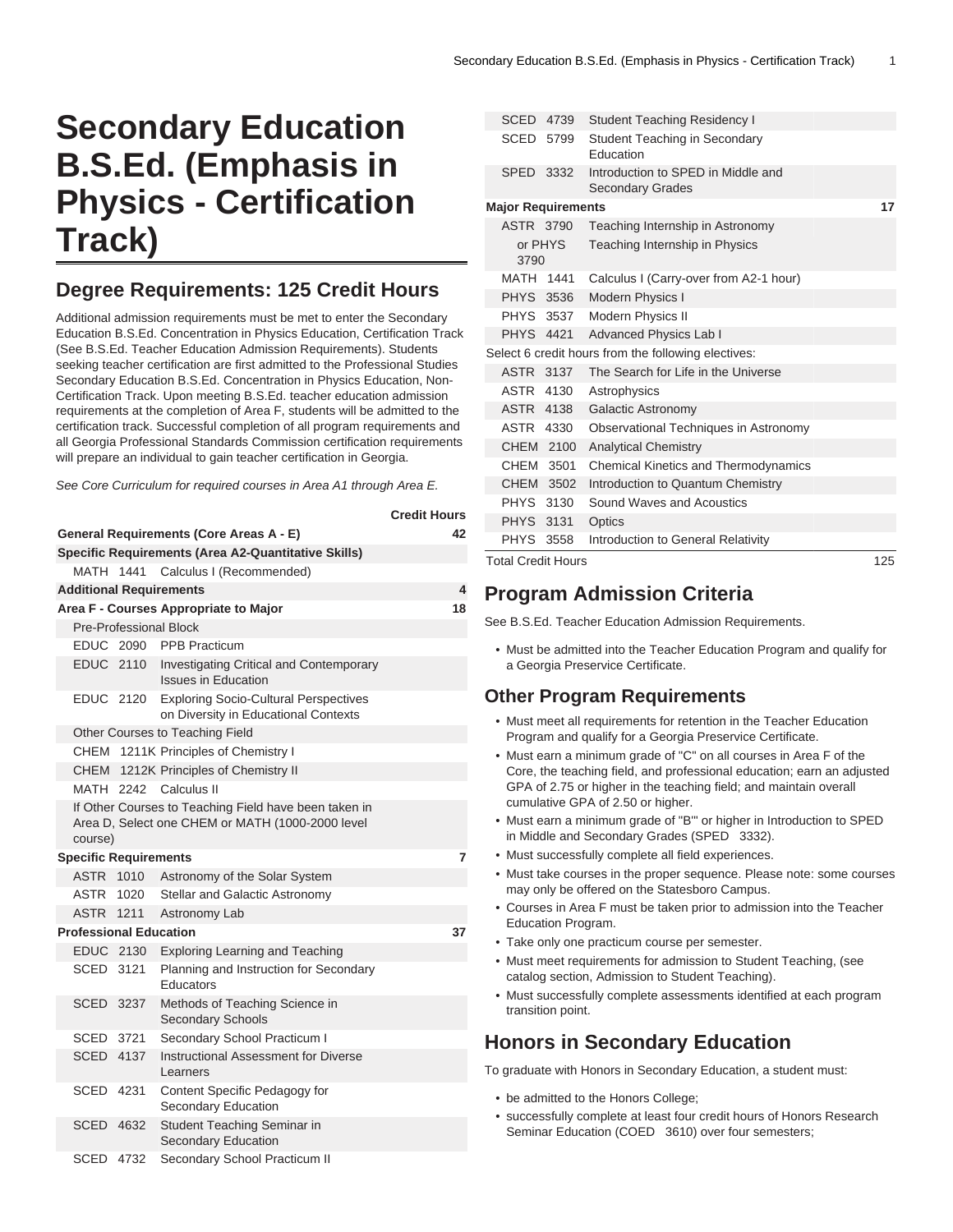# Secondary Education B.S.Ed. (Emphasis in Physics - Certification Track)

## Degree Requirements: 125 Credit Hours

Additional admission requirements must be met to enter the Secondary Education B.S.Ed. Concentration in Physics Education, Certification Track (See B.S.Ed. Teacher Education Admission Requirements). Students seeking teacher certification are first admitted to the Professional Studies Secondary Education B.S.Ed. Concentration in Physics Education, Non-Certification Track. Upon meeting B.S.Ed. teacher education admission requirements at the completion of Area F, students will be admitted to the certification track. Successful completion of all program requirements and all Georgia Professional Standards Commission certification requirements will prepare an individual to gain teacher certification in Georgia.

*See Core Curriculum for required courses in Area A1 through Area E.*

| | | Credit Hours |
|---|---|---|
| **General Requirements (Core Areas A - E)** | | 42 |
| **Specific Requirements (Area A2-Quantitative Skills)** | | |
| MATH 1441 | Calculus I (Recommended) | |
| **Additional Requirements** | | 4 |
| **Area F - Courses Appropriate to Major** | | 18 |
| Pre-Professional Block | | |
| EDUC 2090 | PPB Practicum | |
| EDUC 2110 | Investigating Critical and Contemporary Issues in Education | |
| EDUC 2120 | Exploring Socio-Cultural Perspectives on Diversity in Educational Contexts | |
| Other Courses to Teaching Field | | |
| CHEM 1211K | Principles of Chemistry I | |
| CHEM 1212K | Principles of Chemistry II | |
| MATH 2242 | Calculus II | |
| If Other Courses to Teaching Field have been taken in Area D, Select one CHEM or MATH (1000-2000 level course) | | |
| **Specific Requirements** | | 7 |
| ASTR 1010 | Astronomy of the Solar System | |
| ASTR 1020 | Stellar and Galactic Astronomy | |
| ASTR 1211 | Astronomy Lab | |
| **Professional Education** | | 37 |
| EDUC 2130 | Exploring Learning and Teaching | |
| SCED 3121 | Planning and Instruction for Secondary Educators | |
| SCED 3237 | Methods of Teaching Science in Secondary Schools | |
| SCED 3721 | Secondary School Practicum I | |
| SCED 4137 | Instructional Assessment for Diverse Learners | |
| SCED 4231 | Content Specific Pedagogy for Secondary Education | |
| SCED 4632 | Student Teaching Seminar in Secondary Education | |
| SCED 4732 | Secondary School Practicum II | |
| SCED 4739 | Student Teaching Residency I | |
| SCED 5799 | Student Teaching in Secondary Education | |
| SPED 3332 | Introduction to SPED in Middle and Secondary Grades | |
| **Major Requirements** | | 17 |
| ASTR 3790 | Teaching Internship in Astronomy | |
| or PHYS 3790 | Teaching Internship in Physics | |
| MATH 1441 | Calculus I (Carry-over from A2-1 hour) | |
| PHYS 3536 | Modern Physics I | |
| PHYS 3537 | Modern Physics II | |
| PHYS 4421 | Advanced Physics Lab I | |
| Select 6 credit hours from the following electives: | | |
| ASTR 3137 | The Search for Life in the Universe | |
| ASTR 4130 | Astrophysics | |
| ASTR 4138 | Galactic Astronomy | |
| ASTR 4330 | Observational Techniques in Astronomy | |
| CHEM 2100 | Analytical Chemistry | |
| CHEM 3501 | Chemical Kinetics and Thermodynamics | |
| CHEM 3502 | Introduction to Quantum Chemistry | |
| PHYS 3130 | Sound Waves and Acoustics | |
| PHYS 3131 | Optics | |
| PHYS 3558 | Introduction to General Relativity | |
| Total Credit Hours | | 125 |

## Program Admission Criteria

See B.S.Ed. Teacher Education Admission Requirements.

- Must be admitted into the Teacher Education Program and qualify for a Georgia Preservice Certificate.

## Other Program Requirements

- Must meet all requirements for retention in the Teacher Education Program and qualify for a Georgia Preservice Certificate.
- Must earn a minimum grade of "C" on all courses in Area F of the Core, the teaching field, and professional education; earn an adjusted GPA of 2.75 or higher in the teaching field; and maintain overall cumulative GPA of 2.50 or higher.
- Must earn a minimum grade of "B"' or higher in Introduction to SPED in Middle and Secondary Grades (SPED 3332).
- Must successfully complete all field experiences.
- Must take courses in the proper sequence. Please note: some courses may only be offered on the Statesboro Campus.
- Courses in Area F must be taken prior to admission into the Teacher Education Program.
- Take only one practicum course per semester.
- Must meet requirements for admission to Student Teaching, (see catalog section, Admission to Student Teaching).
- Must successfully complete assessments identified at each program transition point.

## Honors in Secondary Education

To graduate with Honors in Secondary Education, a student must:

- be admitted to the Honors College;
- successfully complete at least four credit hours of Honors Research Seminar Education (COED 3610) over four semesters;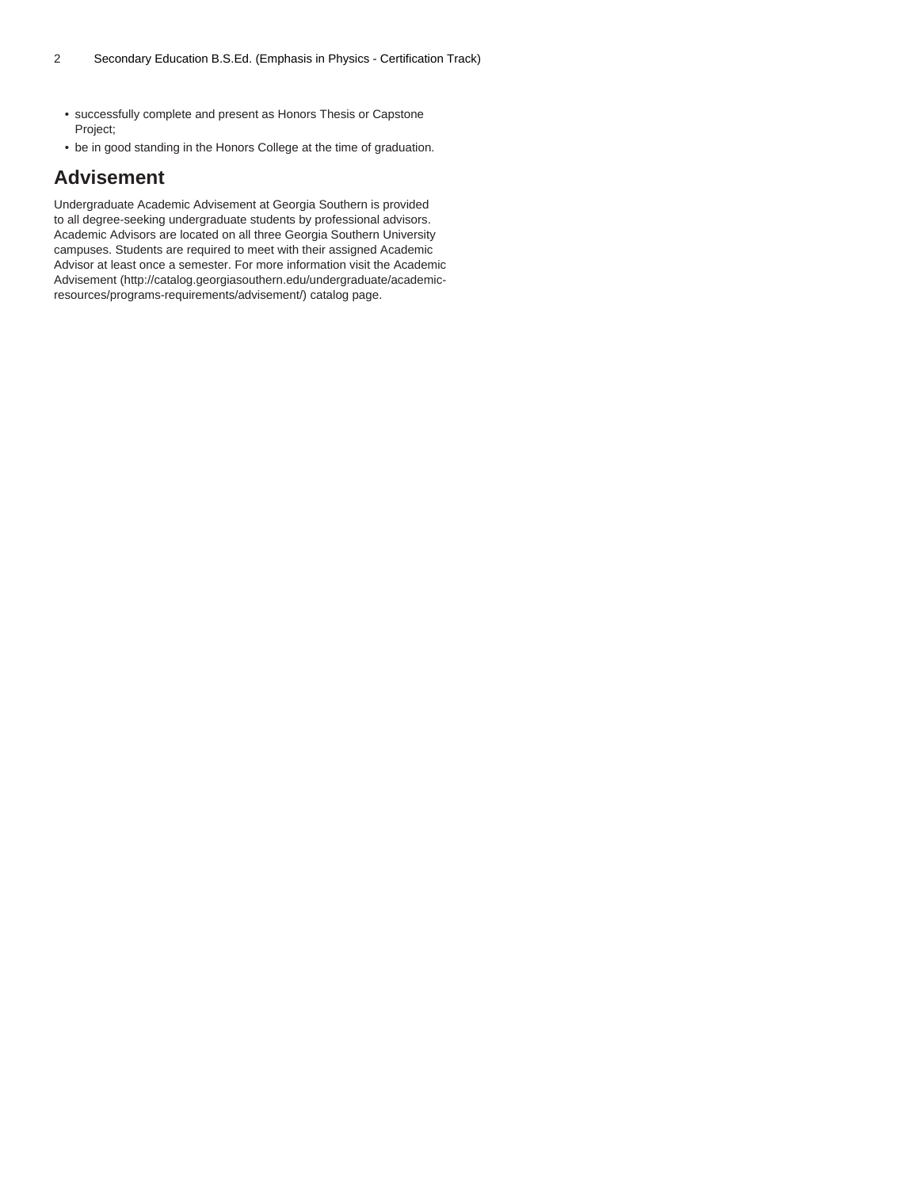- successfully complete and present as Honors Thesis or Capstone Project;
- be in good standing in the Honors College at the time of graduation.

## Advisement

Undergraduate Academic Advisement at Georgia Southern is provided to all degree-seeking undergraduate students by professional advisors. Academic Advisors are located on all three Georgia Southern University campuses. Students are required to meet with their assigned Academic Advisor at least once a semester. For more information visit the Academic Advisement (http://catalog.georgiasouthern.edu/undergraduate/academic-resources/programs-requirements/advisement/) catalog page.